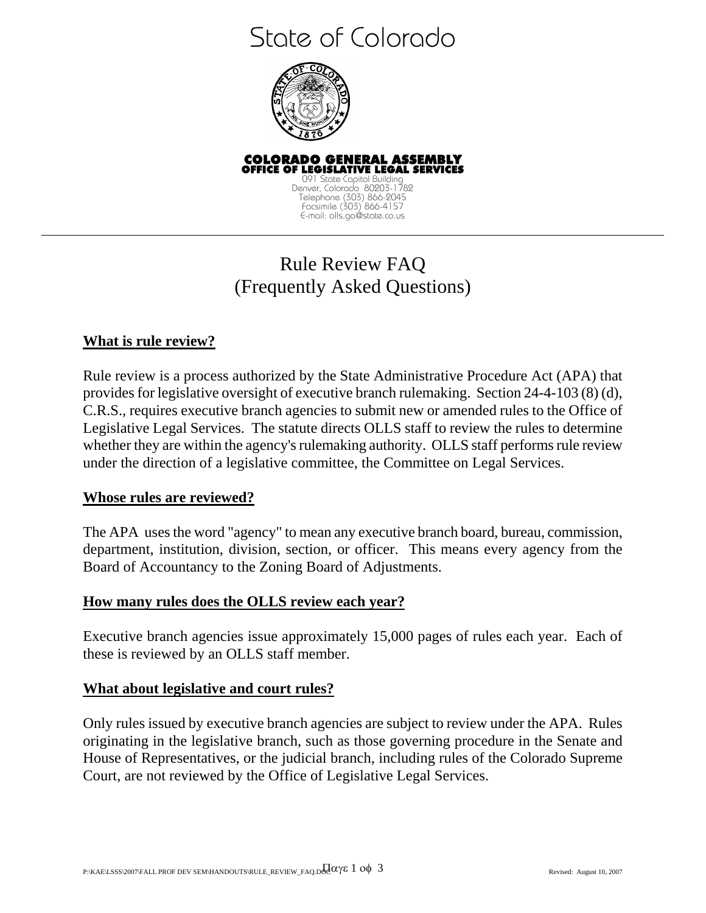# State of Colorado

**COLORADO GENERAL ASSEMBLY**
**OFFICE OF LEGISLATIVE LEGAL SERVICES**

091 State Capitol Building
Denver, Colorado 80203-1782
Telephone (303) 866-2045
Facsimile (303) 866-4157
E-mail: olls.ga@state.co.us

---

## Rule Review FAQ
## (Frequently Asked Questions)

### What is rule review?

Rule review is a process authorized by the State Administrative Procedure Act (APA) that provides for legislative oversight of executive branch rulemaking. Section 24-4-103 (8) (d), C.R.S., requires executive branch agencies to submit new or amended rules to the Office of Legislative Legal Services. The statute directs OLLS staff to review the rules to determine whether they are within the agency's rulemaking authority. OLLS staff performs rule review under the direction of a legislative committee, the Committee on Legal Services.

### Whose rules are reviewed?

The APA uses the word "agency" to mean any executive branch board, bureau, commission, department, institution, division, section, or officer. This means every agency from the Board of Accountancy to the Zoning Board of Adjustments.

### How many rules does the OLLS review each year?

Executive branch agencies issue approximately 15,000 pages of rules each year. Each of these is reviewed by an OLLS staff member.

### What about legislative and court rules?

Only rules issued by executive branch agencies are subject to review under the APA. Rules originating in the legislative branch, such as those governing procedure in the Senate and House of Representatives, or the judicial branch, including rules of the Colorado Supreme Court, are not reviewed by the Office of Legislative Legal Services.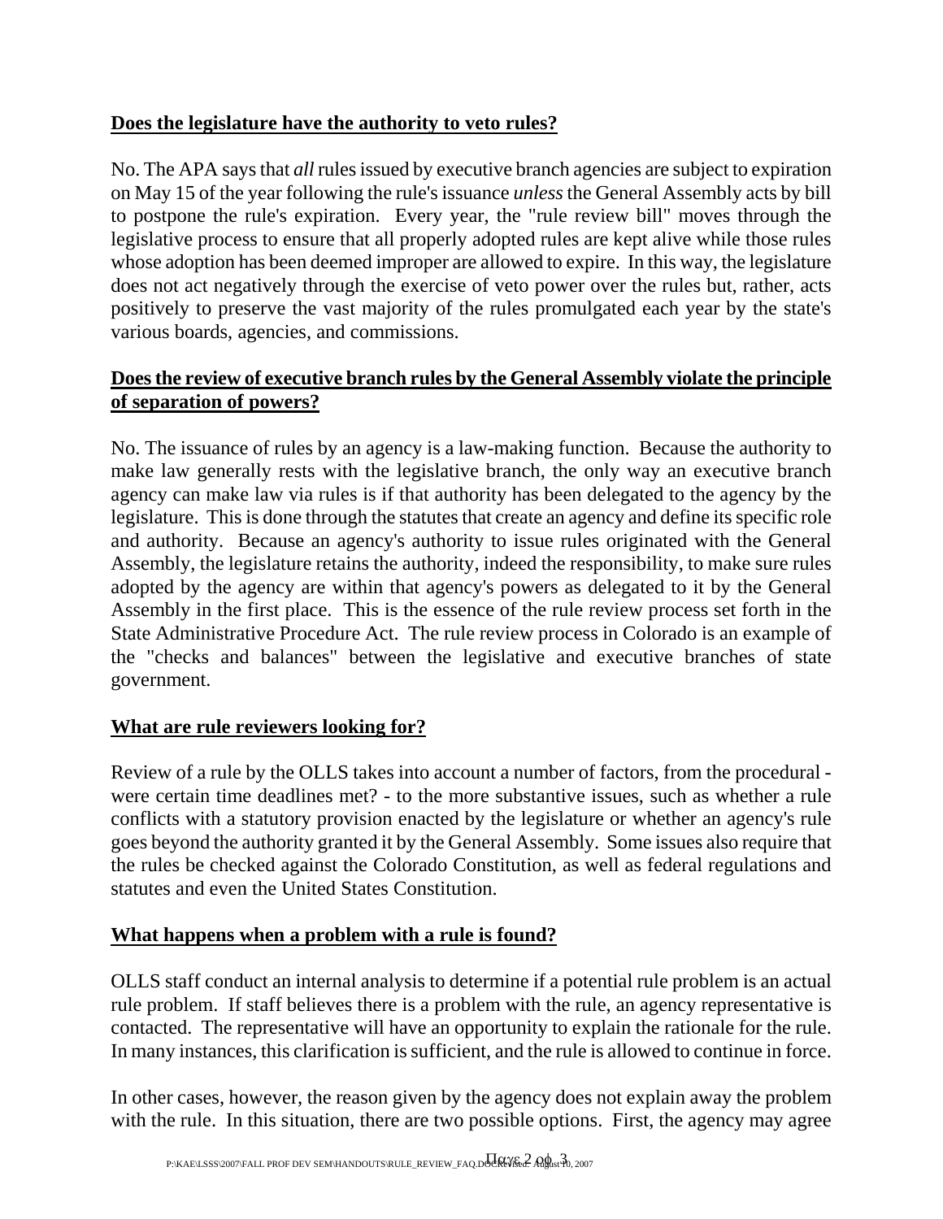## Does the legislature have the authority to veto rules?

No. The APA says that *all* rules issued by executive branch agencies are subject to expiration on May 15 of the year following the rule's issuance *unless* the General Assembly acts by bill to postpone the rule's expiration. Every year, the "rule review bill" moves through the legislative process to ensure that all properly adopted rules are kept alive while those rules whose adoption has been deemed improper are allowed to expire. In this way, the legislature does not act negatively through the exercise of veto power over the rules but, rather, acts positively to preserve the vast majority of the rules promulgated each year by the state's various boards, agencies, and commissions.

## Does the review of executive branch rules by the General Assembly violate the principle of separation of powers?

No. The issuance of rules by an agency is a law-making function. Because the authority to make law generally rests with the legislative branch, the only way an executive branch agency can make law via rules is if that authority has been delegated to the agency by the legislature. This is done through the statutes that create an agency and define its specific role and authority. Because an agency's authority to issue rules originated with the General Assembly, the legislature retains the authority, indeed the responsibility, to make sure rules adopted by the agency are within that agency's powers as delegated to it by the General Assembly in the first place. This is the essence of the rule review process set forth in the State Administrative Procedure Act. The rule review process in Colorado is an example of the "checks and balances" between the legislative and executive branches of state government.

## What are rule reviewers looking for?

Review of a rule by the OLLS takes into account a number of factors, from the procedural - were certain time deadlines met? - to the more substantive issues, such as whether a rule conflicts with a statutory provision enacted by the legislature or whether an agency's rule goes beyond the authority granted it by the General Assembly. Some issues also require that the rules be checked against the Colorado Constitution, as well as federal regulations and statutes and even the United States Constitution.

## What happens when a problem with a rule is found?

OLLS staff conduct an internal analysis to determine if a potential rule problem is an actual rule problem. If staff believes there is a problem with the rule, an agency representative is contacted. The representative will have an opportunity to explain the rationale for the rule. In many instances, this clarification is sufficient, and the rule is allowed to continue in force.

In other cases, however, the reason given by the agency does not explain away the problem with the rule. In this situation, there are two possible options. First, the agency may agree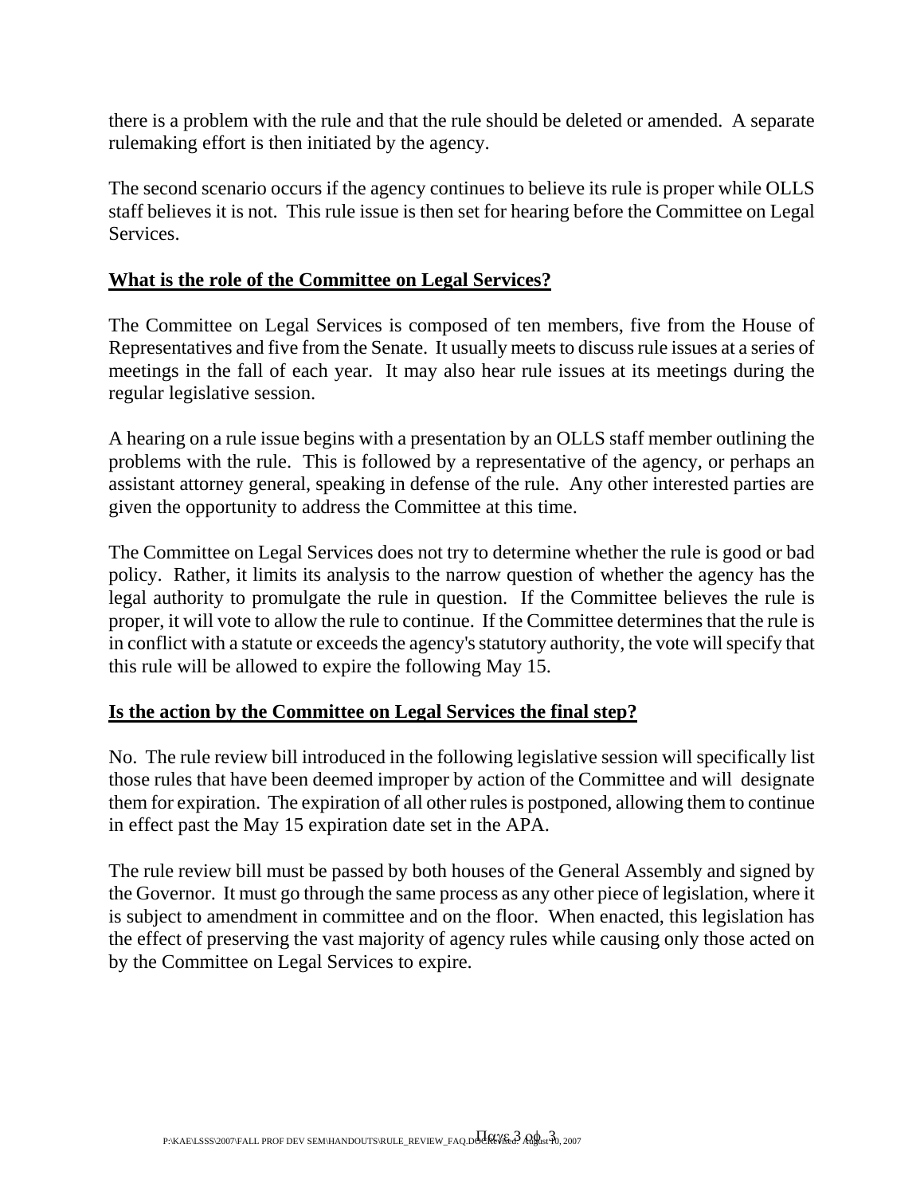there is a problem with the rule and that the rule should be deleted or amended. A separate rulemaking effort is then initiated by the agency.

The second scenario occurs if the agency continues to believe its rule is proper while OLLS staff believes it is not. This rule issue is then set for hearing before the Committee on Legal Services.

## **What is the role of the Committee on Legal Services?**

The Committee on Legal Services is composed of ten members, five from the House of Representatives and five from the Senate. It usually meets to discuss rule issues at a series of meetings in the fall of each year. It may also hear rule issues at its meetings during the regular legislative session.

A hearing on a rule issue begins with a presentation by an OLLS staff member outlining the problems with the rule. This is followed by a representative of the agency, or perhaps an assistant attorney general, speaking in defense of the rule. Any other interested parties are given the opportunity to address the Committee at this time.

The Committee on Legal Services does not try to determine whether the rule is good or bad policy. Rather, it limits its analysis to the narrow question of whether the agency has the legal authority to promulgate the rule in question. If the Committee believes the rule is proper, it will vote to allow the rule to continue. If the Committee determines that the rule is in conflict with a statute or exceeds the agency's statutory authority, the vote will specify that this rule will be allowed to expire the following May 15.

## **Is the action by the Committee on Legal Services the final step?**

No. The rule review bill introduced in the following legislative session will specifically list those rules that have been deemed improper by action of the Committee and will designate them for expiration. The expiration of all other rules is postponed, allowing them to continue in effect past the May 15 expiration date set in the APA.

The rule review bill must be passed by both houses of the General Assembly and signed by the Governor. It must go through the same process as any other piece of legislation, where it is subject to amendment in committee and on the floor. When enacted, this legislation has the effect of preserving the vast majority of agency rules while causing only those acted on by the Committee on Legal Services to expire.